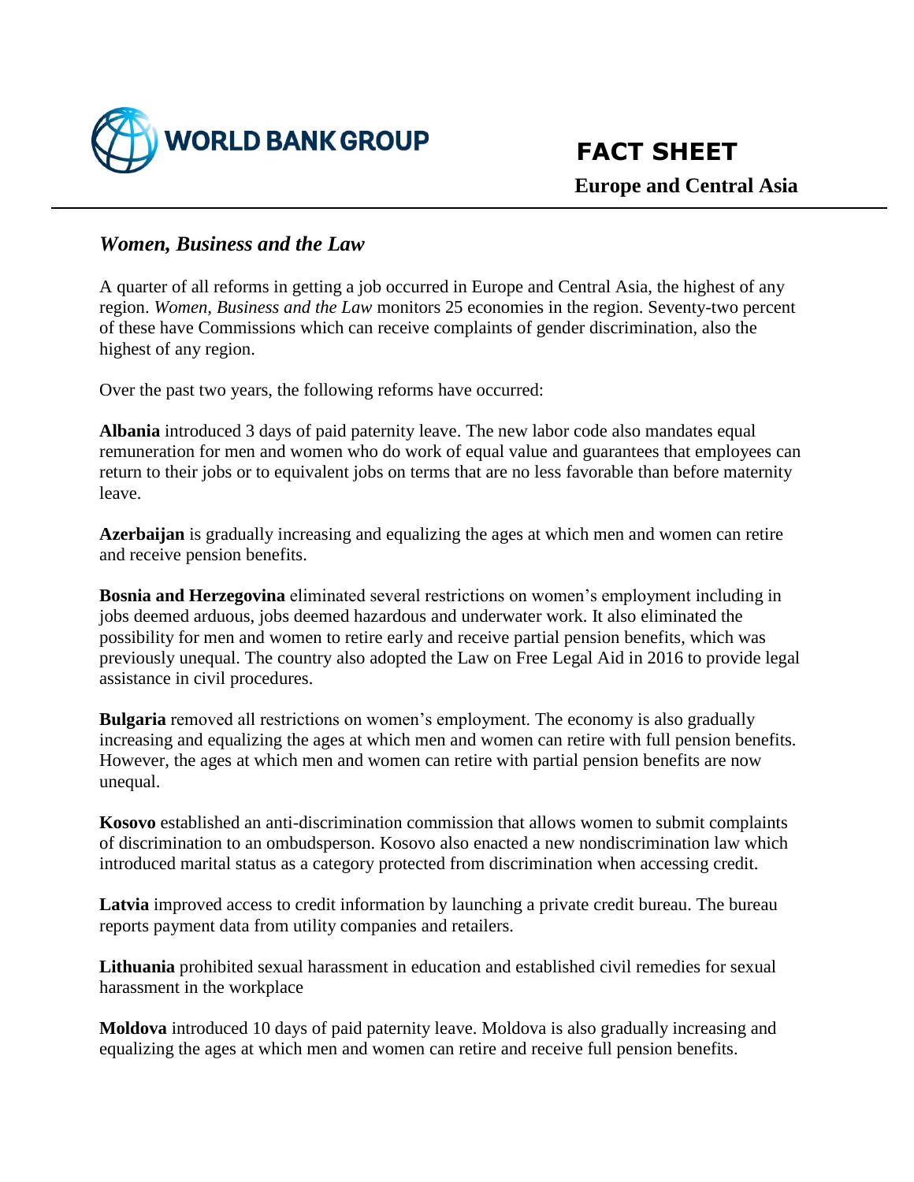**WORLD BANK GROUP**

# FACT SHEET

## Europe and Central Asia

### *Women, Business and the Law*

A quarter of all reforms in getting a job occurred in Europe and Central Asia, the highest of any region. *Women, Business and the Law* monitors 25 economies in the region. Seventy-two percent of these have Commissions which can receive complaints of gender discrimination, also the highest of any region.

Over the past two years, the following reforms have occurred:

**Albania** introduced 3 days of paid paternity leave. The new labor code also mandates equal remuneration for men and women who do work of equal value and guarantees that employees can return to their jobs or to equivalent jobs on terms that are no less favorable than before maternity leave.

**Azerbaijan** is gradually increasing and equalizing the ages at which men and women can retire and receive pension benefits.

**Bosnia and Herzegovina** eliminated several restrictions on women's employment including in jobs deemed arduous, jobs deemed hazardous and underwater work. It also eliminated the possibility for men and women to retire early and receive partial pension benefits, which was previously unequal. The country also adopted the Law on Free Legal Aid in 2016 to provide legal assistance in civil procedures.

**Bulgaria** removed all restrictions on women's employment. The economy is also gradually increasing and equalizing the ages at which men and women can retire with full pension benefits. However, the ages at which men and women can retire with partial pension benefits are now unequal.

**Kosovo** established an anti-discrimination commission that allows women to submit complaints of discrimination to an ombudsperson. Kosovo also enacted a new nondiscrimination law which introduced marital status as a category protected from discrimination when accessing credit.

**Latvia** improved access to credit information by launching a private credit bureau. The bureau reports payment data from utility companies and retailers.

**Lithuania** prohibited sexual harassment in education and established civil remedies for sexual harassment in the workplace

**Moldova** introduced 10 days of paid paternity leave. Moldova is also gradually increasing and equalizing the ages at which men and women can retire and receive full pension benefits.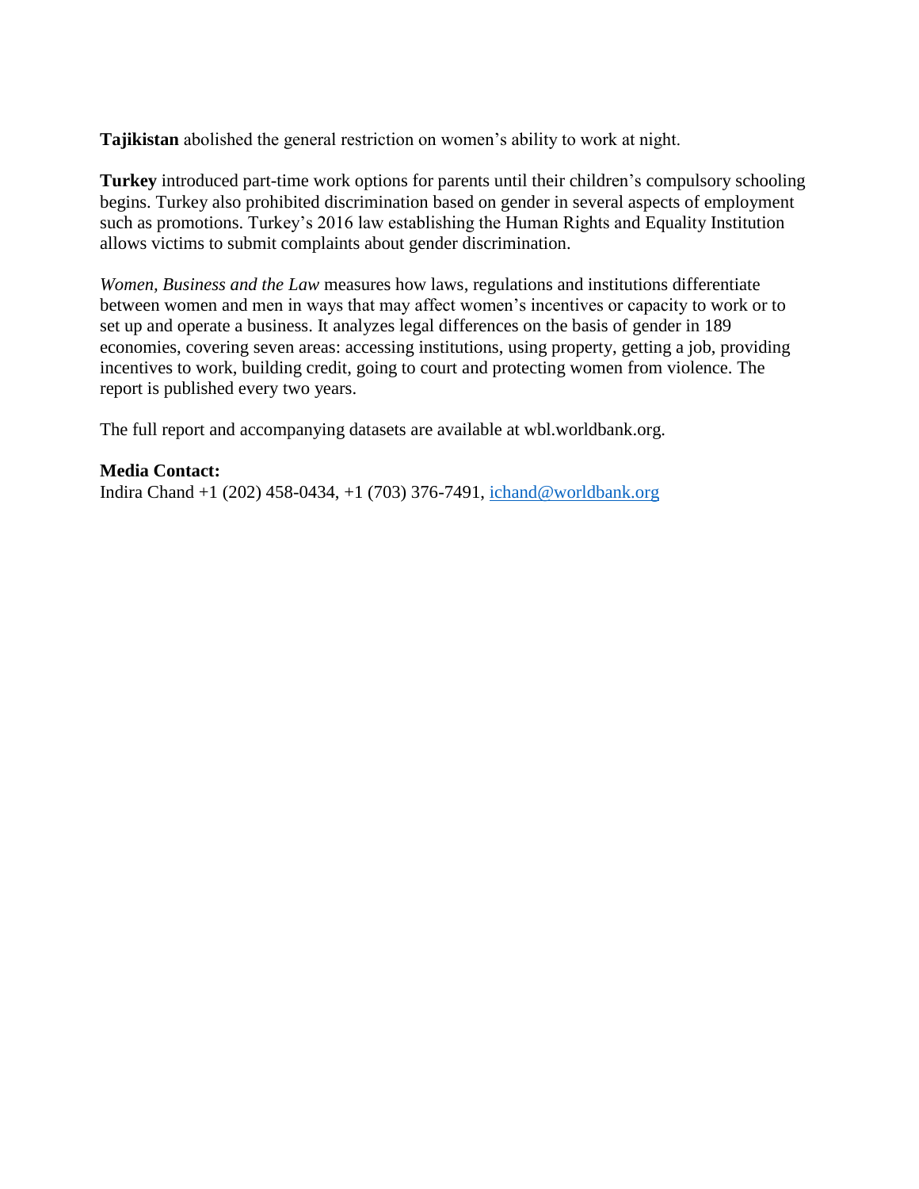**Tajikistan** abolished the general restriction on women's ability to work at night.

**Turkey** introduced part-time work options for parents until their children's compulsory schooling begins. Turkey also prohibited discrimination based on gender in several aspects of employment such as promotions. Turkey's 2016 law establishing the Human Rights and Equality Institution allows victims to submit complaints about gender discrimination.

*Women, Business and the Law* measures how laws, regulations and institutions differentiate between women and men in ways that may affect women's incentives or capacity to work or to set up and operate a business. It analyzes legal differences on the basis of gender in 189 economies, covering seven areas: accessing institutions, using property, getting a job, providing incentives to work, building credit, going to court and protecting women from violence. The report is published every two years.

The full report and accompanying datasets are available at wbl.worldbank.org.

**Media Contact:**
Indira Chand +1 (202) 458-0434, +1 (703) 376-7491, ichand@worldbank.org